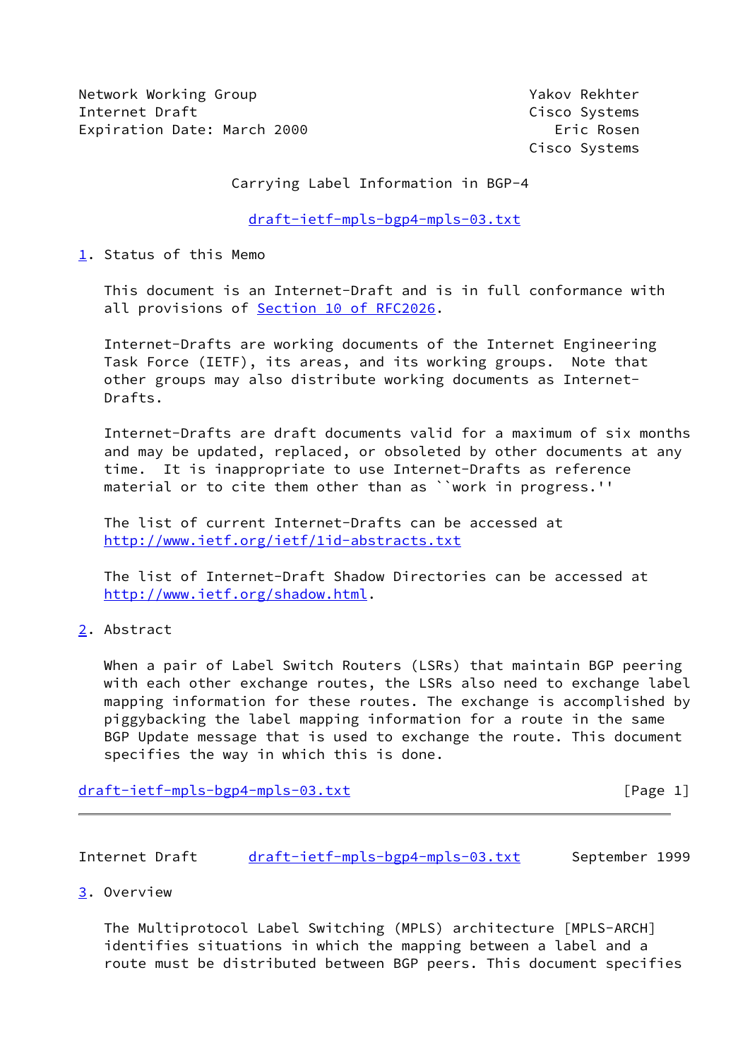Network Working Group                                    Yakov Rekhter
Internet Draft                                           Cisco Systems
Expiration Date: March 2000                                 Eric Rosen
                                                         Cisco Systems

# Carrying Label Information in BGP-4

draft-ietf-mpls-bgp4-mpls-03.txt

## 1. Status of this Memo

This document is an Internet-Draft and is in full conformance with all provisions of Section 10 of RFC2026.

Internet-Drafts are working documents of the Internet Engineering Task Force (IETF), its areas, and its working groups. Note that other groups may also distribute working documents as Internet-Drafts.

Internet-Drafts are draft documents valid for a maximum of six months and may be updated, replaced, or obsoleted by other documents at any time. It is inappropriate to use Internet-Drafts as reference material or to cite them other than as ``work in progress.''

The list of current Internet-Drafts can be accessed at http://www.ietf.org/ietf/1id-abstracts.txt

The list of Internet-Draft Shadow Directories can be accessed at http://www.ietf.org/shadow.html.

## 2. Abstract

When a pair of Label Switch Routers (LSRs) that maintain BGP peering with each other exchange routes, the LSRs also need to exchange label mapping information for these routes. The exchange is accomplished by piggybacking the label mapping information for a route in the same BGP Update message that is used to exchange the route. This document specifies the way in which this is done.

## 3. Overview

The Multiprotocol Label Switching (MPLS) architecture [MPLS-ARCH] identifies situations in which the mapping between a label and a route must be distributed between BGP peers. This document specifies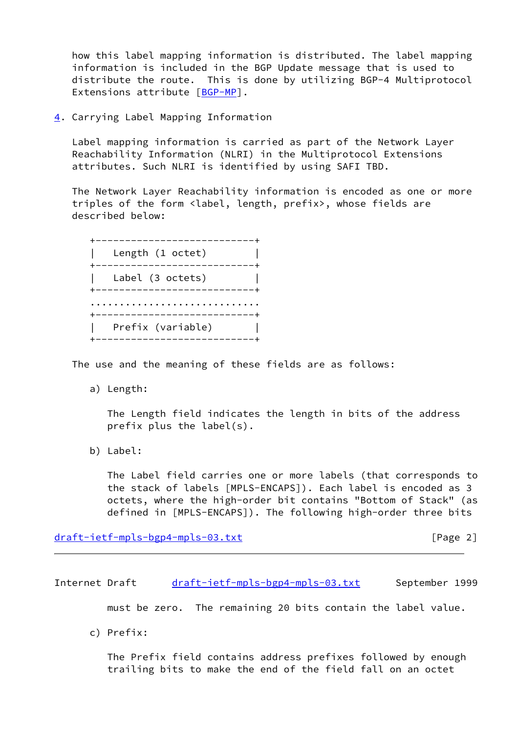how this label mapping information is distributed. The label mapping information is included in the BGP Update message that is used to distribute the route. This is done by utilizing BGP-4 Multiprotocol Extensions attribute [BGP-MP].

## 4. Carrying Label Mapping Information

Label mapping information is carried as part of the Network Layer Reachability Information (NLRI) in the Multiprotocol Extensions attributes. Such NLRI is identified by using SAFI TBD.

The Network Layer Reachability information is encoded as one or more triples of the form <label, length, prefix>, whose fields are described below:

```
+---------------------------+
|   Length (1 octet)        |
+---------------------------+
|   Label (3 octets)        |
+---------------------------+
.............................
+---------------------------+
|   Prefix (variable)       |
+---------------------------+
```

The use and the meaning of these fields are as follows:

a) Length:

The Length field indicates the length in bits of the address prefix plus the label(s).

b) Label:

The Label field carries one or more labels (that corresponds to the stack of labels [MPLS-ENCAPS]). Each label is encoded as 3 octets, where the high-order bit contains "Bottom of Stack" (as defined in [MPLS-ENCAPS]). The following high-order three bits must be zero. The remaining 20 bits contain the label value.

c) Prefix:

The Prefix field contains address prefixes followed by enough trailing bits to make the end of the field fall on an octet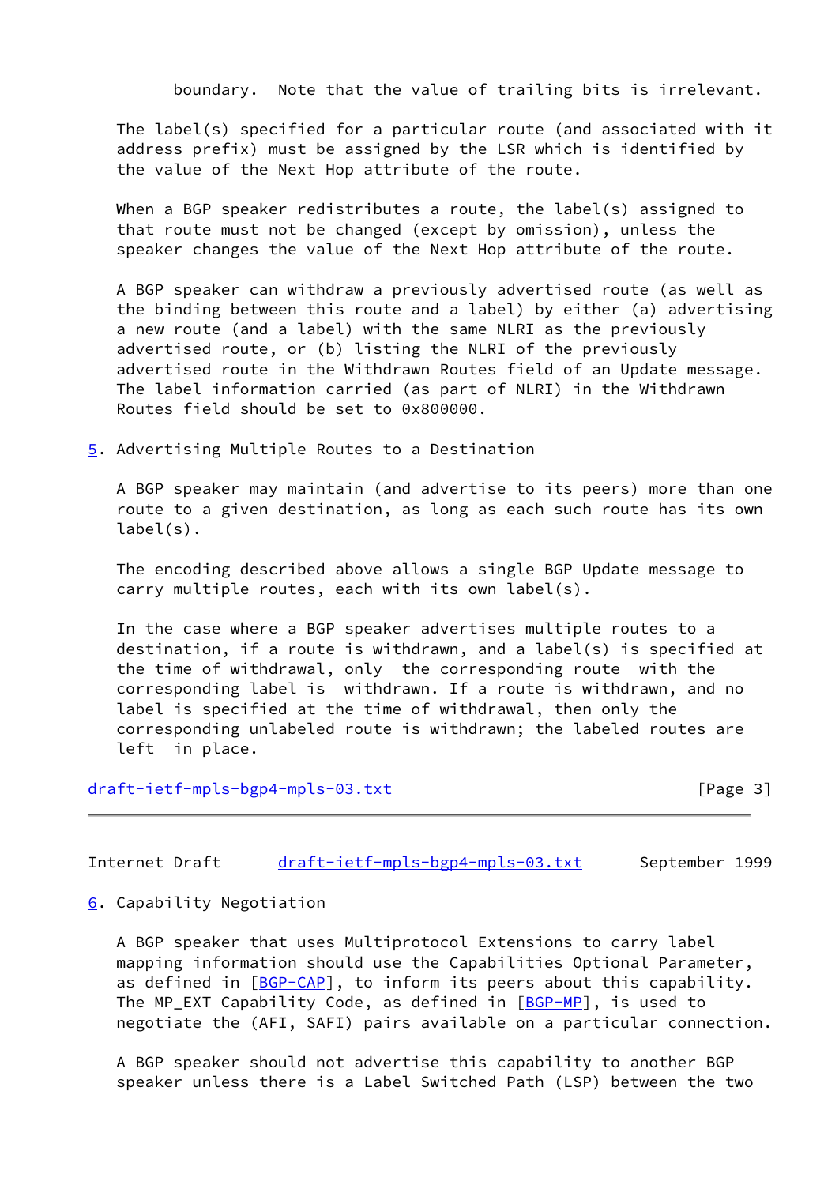boundary. Note that the value of trailing bits is irrelevant.

The label(s) specified for a particular route (and associated with it address prefix) must be assigned by the LSR which is identified by the value of the Next Hop attribute of the route.

When a BGP speaker redistributes a route, the label(s) assigned to that route must not be changed (except by omission), unless the speaker changes the value of the Next Hop attribute of the route.

A BGP speaker can withdraw a previously advertised route (as well as the binding between this route and a label) by either (a) advertising a new route (and a label) with the same NLRI as the previously advertised route, or (b) listing the NLRI of the previously advertised route in the Withdrawn Routes field of an Update message. The label information carried (as part of NLRI) in the Withdrawn Routes field should be set to 0x800000.

## 5. Advertising Multiple Routes to a Destination

A BGP speaker may maintain (and advertise to its peers) more than one route to a given destination, as long as each such route has its own label(s).

The encoding described above allows a single BGP Update message to carry multiple routes, each with its own label(s).

In the case where a BGP speaker advertises multiple routes to a destination, if a route is withdrawn, and a label(s) is specified at the time of withdrawal, only the corresponding route with the corresponding label is withdrawn. If a route is withdrawn, and no label is specified at the time of withdrawal, then only the corresponding unlabeled route is withdrawn; the labeled routes are left in place.

## 6. Capability Negotiation

A BGP speaker that uses Multiprotocol Extensions to carry label mapping information should use the Capabilities Optional Parameter, as defined in [BGP-CAP], to inform its peers about this capability. The MP_EXT Capability Code, as defined in [BGP-MP], is used to negotiate the (AFI, SAFI) pairs available on a particular connection.

A BGP speaker should not advertise this capability to another BGP speaker unless there is a Label Switched Path (LSP) between the two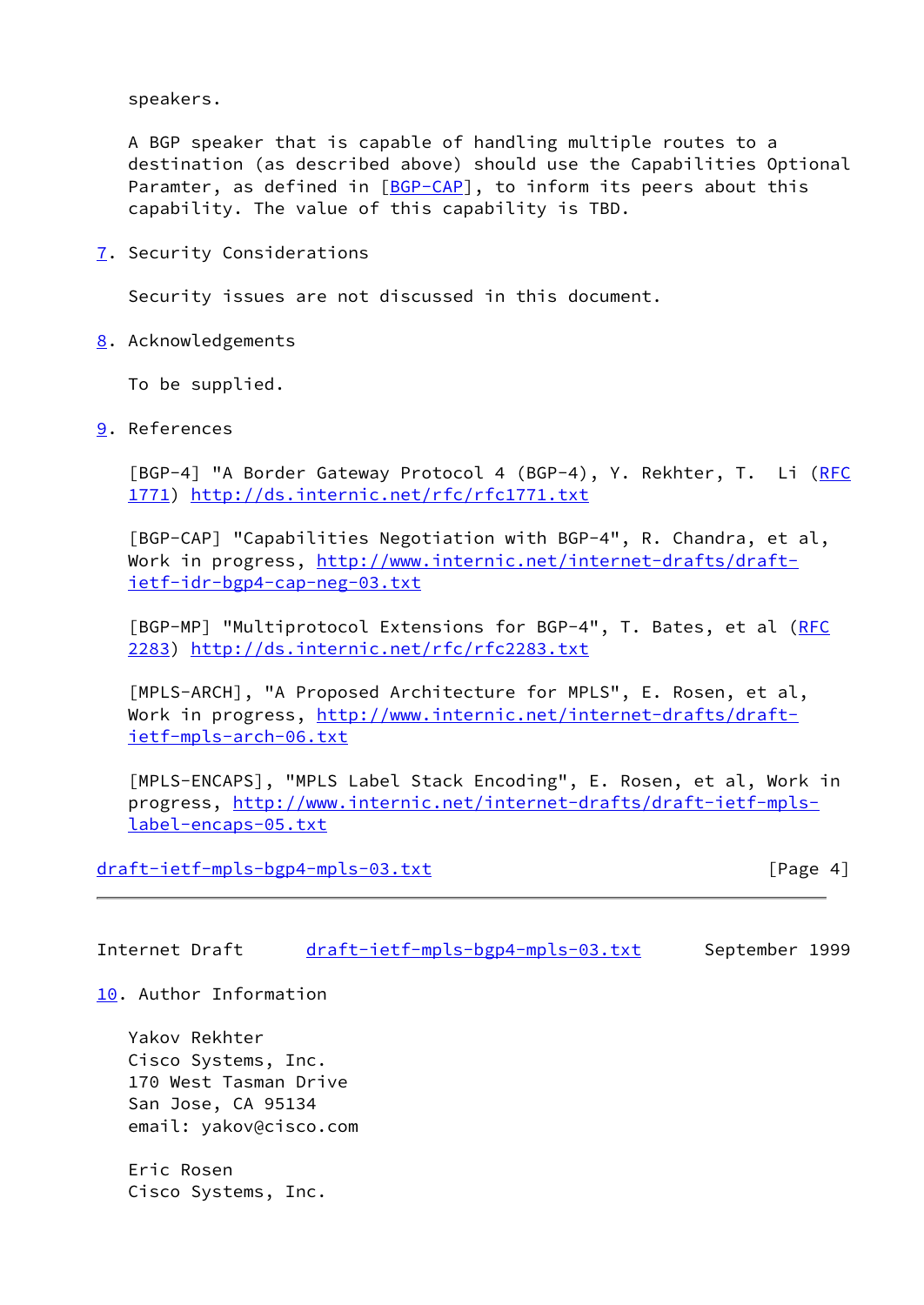speakers.

A BGP speaker that is capable of handling multiple routes to a destination (as described above) should use the Capabilities Optional Paramter, as defined in [BGP-CAP], to inform its peers about this capability. The value of this capability is TBD.

## 7. Security Considerations

Security issues are not discussed in this document.

## 8. Acknowledgements

To be supplied.

## 9. References

[BGP-4] "A Border Gateway Protocol 4 (BGP-4), Y. Rekhter, T. Li (RFC 1771) http://ds.internic.net/rfc/rfc1771.txt

[BGP-CAP] "Capabilities Negotiation with BGP-4", R. Chandra, et al, Work in progress, http://www.internic.net/internet-drafts/draft-ietf-idr-bgp4-cap-neg-03.txt

[BGP-MP] "Multiprotocol Extensions for BGP-4", T. Bates, et al (RFC 2283) http://ds.internic.net/rfc/rfc2283.txt

[MPLS-ARCH], "A Proposed Architecture for MPLS", E. Rosen, et al, Work in progress, http://www.internic.net/internet-drafts/draft-ietf-mpls-arch-06.txt

[MPLS-ENCAPS], "MPLS Label Stack Encoding", E. Rosen, et al, Work in progress, http://www.internic.net/internet-drafts/draft-ietf-mpls-label-encaps-05.txt

## 10. Author Information

Yakov Rekhter
Cisco Systems, Inc.
170 West Tasman Drive
San Jose, CA 95134
email: yakov@cisco.com

Eric Rosen
Cisco Systems, Inc.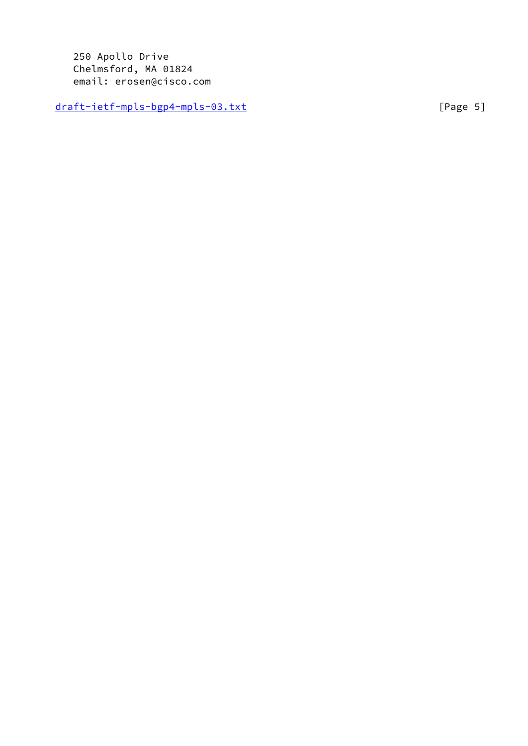250 Apollo Drive
Chelmsford, MA 01824
email: erosen@cisco.com